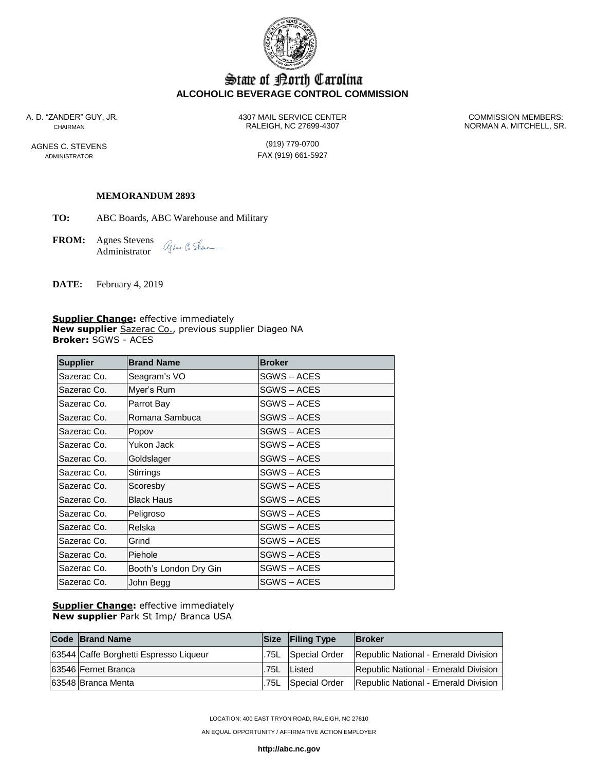State of North Carolina
**ALCOHOLIC BEVERAGE CONTROL COMMISSION**

A. D. "ZANDER" GUY, JR.
CHAIRMAN

AGNES C. STEVENS
ADMINISTRATOR

4307 MAIL SERVICE CENTER
RALEIGH, NC 27699-4307

(919) 779-0700
FAX (919) 661-5927

COMMISSION MEMBERS:
NORMAN A. MITCHELL, SR.

**MEMORANDUM 2893**

**TO:** ABC Boards, ABC Warehouse and Military

**FROM:** Agnes Stevens
Administrator

**DATE:** February 4, 2019

**Supplier Change:** effective immediately
**New supplier** Sazerac Co., previous supplier Diageo NA
**Broker:** SGWS - ACES

| Supplier | Brand Name | Broker |
|---|---|---|
| Sazerac Co. | Seagram's VO | SGWS – ACES |
| Sazerac Co. | Myer's Rum | SGWS – ACES |
| Sazerac Co. | Parrot Bay | SGWS – ACES |
| Sazerac Co. | Romana Sambuca | SGWS – ACES |
| Sazerac Co. | Popov | SGWS – ACES |
| Sazerac Co. | Yukon Jack | SGWS – ACES |
| Sazerac Co. | Goldslager | SGWS – ACES |
| Sazerac Co. | Stirrings | SGWS – ACES |
| Sazerac Co. | Scoresby | SGWS – ACES |
| Sazerac Co. | Black Haus | SGWS – ACES |
| Sazerac Co. | Peligroso | SGWS – ACES |
| Sazerac Co. | Relska | SGWS – ACES |
| Sazerac Co. | Grind | SGWS – ACES |
| Sazerac Co. | Piehole | SGWS – ACES |
| Sazerac Co. | Booth's London Dry Gin | SGWS – ACES |
| Sazerac Co. | John Begg | SGWS – ACES |

**Supplier Change:** effective immediately
**New supplier** Park St Imp/ Branca USA

| Code | Brand Name | Size | Filing Type | Broker |
|---|---|---|---|---|
| 63544 | Caffe Borghetti Espresso Liqueur | .75L | Special Order | Republic National - Emerald Division |
| 63546 | Fernet Branca | .75L | Listed | Republic National - Emerald Division |
| 63548 | Branca Menta | .75L | Special Order | Republic National - Emerald Division |

LOCATION: 400 EAST TRYON ROAD, RALEIGH, NC 27610

AN EQUAL OPPORTUNITY / AFFIRMATIVE ACTION EMPLOYER

**http://abc.nc.gov**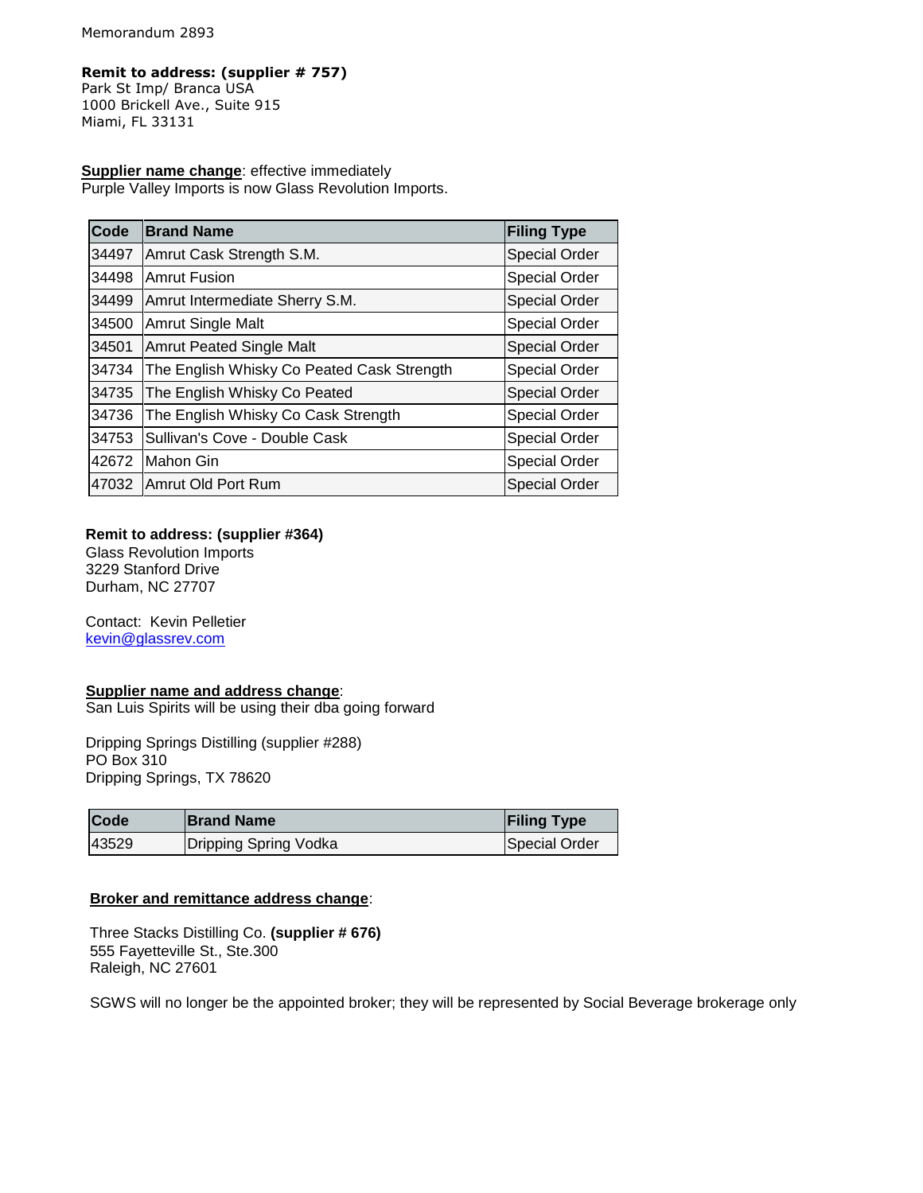Memorandum 2893

**Remit to address: (supplier # 757)**
Park St Imp/ Branca USA
1000 Brickell Ave., Suite 915
Miami, FL 33131

**Supplier name change**: effective immediately
Purple Valley Imports is now Glass Revolution Imports.

| Code | Brand Name | Filing Type |
|---|---|---|
| 34497 | Amrut Cask Strength S.M. | Special Order |
| 34498 | Amrut Fusion | Special Order |
| 34499 | Amrut Intermediate Sherry S.M. | Special Order |
| 34500 | Amrut Single Malt | Special Order |
| 34501 | Amrut Peated Single Malt | Special Order |
| 34734 | The English Whisky Co Peated Cask Strength | Special Order |
| 34735 | The English Whisky Co Peated | Special Order |
| 34736 | The English Whisky Co Cask Strength | Special Order |
| 34753 | Sullivan's Cove - Double Cask | Special Order |
| 42672 | Mahon Gin | Special Order |
| 47032 | Amrut Old Port Rum | Special Order |

**Remit to address: (supplier #364)**
Glass Revolution Imports
3229 Stanford Drive
Durham, NC 27707

Contact: Kevin Pelletier
kevin@glassrev.com

**Supplier name and address change**:
San Luis Spirits will be using their dba going forward

Dripping Springs Distilling (supplier #288)
PO Box 310
Dripping Springs, TX 78620

| Code | Brand Name | Filing Type |
|---|---|---|
| 43529 | Dripping Spring Vodka | Special Order |

**Broker and remittance address change**:

Three Stacks Distilling Co. **(supplier # 676)**
555 Fayetteville St., Ste.300
Raleigh, NC 27601

SGWS will no longer be the appointed broker; they will be represented by Social Beverage brokerage only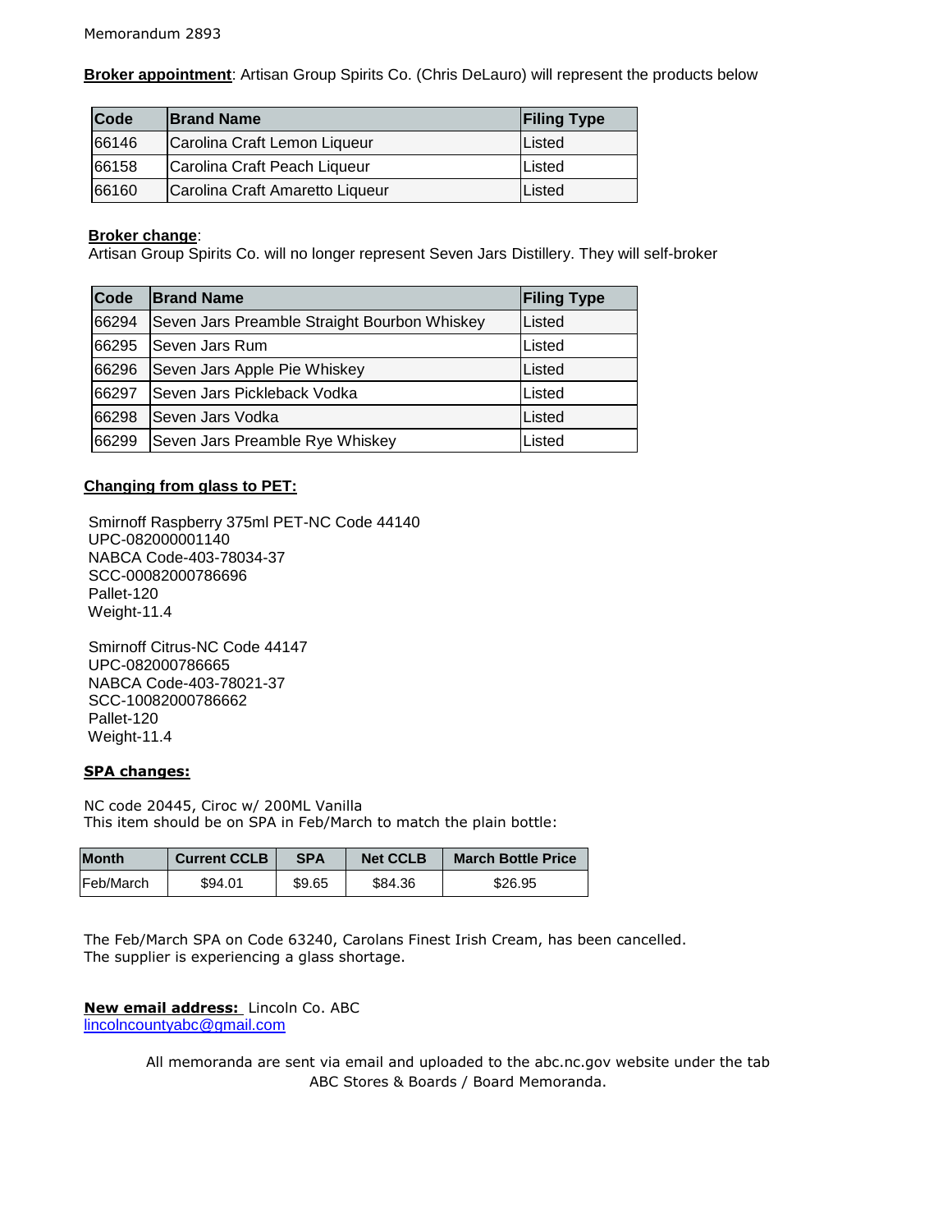Memorandum 2893

**Broker appointment**: Artisan Group Spirits Co. (Chris DeLauro) will represent the products below

| Code | Brand Name | Filing Type |
|---|---|---|
| 66146 | Carolina Craft Lemon Liqueur | Listed |
| 66158 | Carolina Craft Peach Liqueur | Listed |
| 66160 | Carolina Craft Amaretto Liqueur | Listed |

**Broker change**:
Artisan Group Spirits Co. will no longer represent Seven Jars Distillery. They will self-broker

| Code | Brand Name | Filing Type |
|---|---|---|
| 66294 | Seven Jars Preamble Straight Bourbon Whiskey | Listed |
| 66295 | Seven Jars Rum | Listed |
| 66296 | Seven Jars Apple Pie Whiskey | Listed |
| 66297 | Seven Jars Pickleback Vodka | Listed |
| 66298 | Seven Jars Vodka | Listed |
| 66299 | Seven Jars Preamble Rye Whiskey | Listed |

**Changing from glass to PET:**

Smirnoff Raspberry 375ml PET-NC Code 44140
UPC-082000001140
NABCA Code-403-78034-37
SCC-00082000786696
Pallet-120
Weight-11.4

Smirnoff Citrus-NC Code 44147
UPC-082000786665
NABCA Code-403-78021-37
SCC-10082000786662
Pallet-120
Weight-11.4

**SPA changes:**

NC code 20445, Ciroc w/ 200ML Vanilla
This item should be on SPA in Feb/March to match the plain bottle:

| Month | Current CCLB | SPA | Net CCLB | March Bottle Price |
|---|---|---|---|---|
| Feb/March | $94.01 | $9.65 | $84.36 | $26.95 |

The Feb/March SPA on Code 63240, Carolans Finest Irish Cream, has been cancelled.
The supplier is experiencing a glass shortage.

**New email address:** Lincoln Co. ABC
lincolncountyabc@gmail.com

All memoranda are sent via email and uploaded to the abc.nc.gov website under the tab ABC Stores & Boards / Board Memoranda.